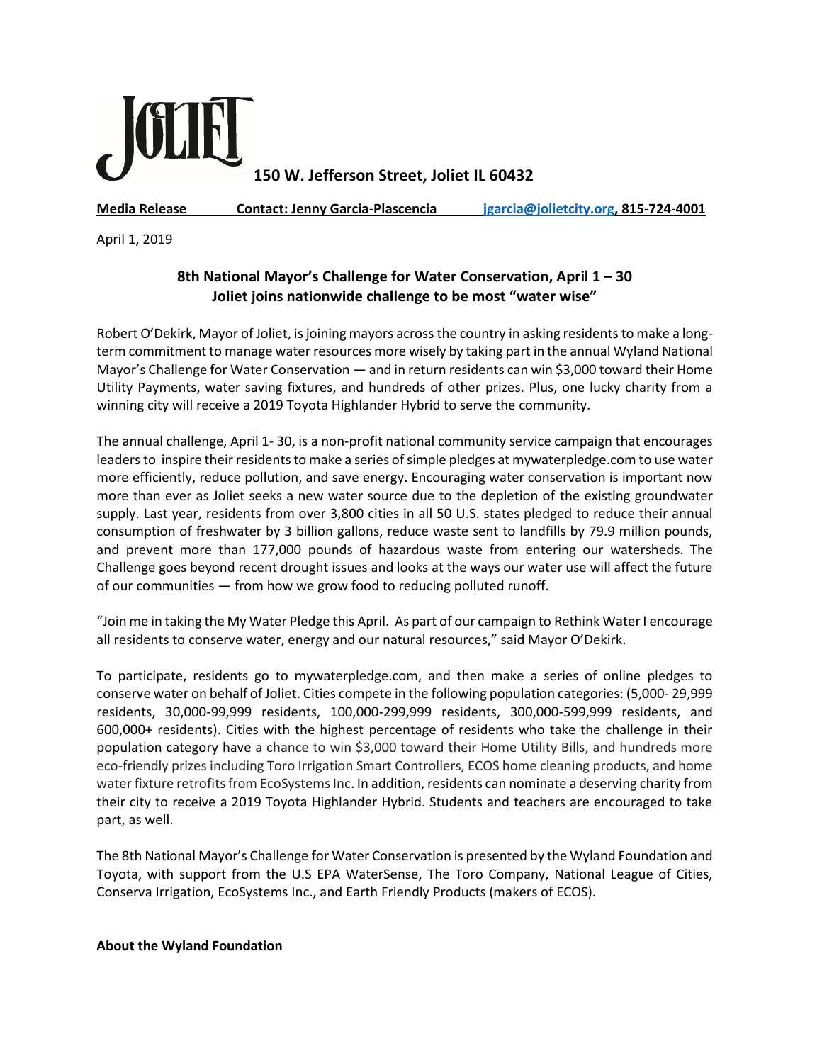JOLIET

**150 W. Jefferson Street, Joliet IL 60432**

**Media Release** **Contact: Jenny Garcia-Plascencia** **jgarcia@jolietcity.org, 815-724-4001**

April 1, 2019

**8th National Mayor's Challenge for Water Conservation, April 1 – 30**
**Joliet joins nationwide challenge to be most "water wise"**

Robert O'Dekirk, Mayor of Joliet, is joining mayors across the country in asking residents to make a long-term commitment to manage water resources more wisely by taking part in the annual Wyland National Mayor's Challenge for Water Conservation — and in return residents can win $3,000 toward their Home Utility Payments, water saving fixtures, and hundreds of other prizes. Plus, one lucky charity from a winning city will receive a 2019 Toyota Highlander Hybrid to serve the community.

The annual challenge, April 1- 30, is a non-profit national community service campaign that encourages leaders to inspire their residents to make a series of simple pledges at mywaterpledge.com to use water more efficiently, reduce pollution, and save energy. Encouraging water conservation is important now more than ever as Joliet seeks a new water source due to the depletion of the existing groundwater supply. Last year, residents from over 3,800 cities in all 50 U.S. states pledged to reduce their annual consumption of freshwater by 3 billion gallons, reduce waste sent to landfills by 79.9 million pounds, and prevent more than 177,000 pounds of hazardous waste from entering our watersheds. The Challenge goes beyond recent drought issues and looks at the ways our water use will affect the future of our communities — from how we grow food to reducing polluted runoff.

"Join me in taking the My Water Pledge this April. As part of our campaign to Rethink Water I encourage all residents to conserve water, energy and our natural resources," said Mayor O'Dekirk.

To participate, residents go to mywaterpledge.com, and then make a series of online pledges to conserve water on behalf of Joliet. Cities compete in the following population categories: (5,000- 29,999 residents, 30,000-99,999 residents, 100,000-299,999 residents, 300,000-599,999 residents, and 600,000+ residents). Cities with the highest percentage of residents who take the challenge in their population category have a chance to win $3,000 toward their Home Utility Bills, and hundreds more eco-friendly prizes including Toro Irrigation Smart Controllers, ECOS home cleaning products, and home water fixture retrofits from EcoSystems Inc. In addition, residents can nominate a deserving charity from their city to receive a 2019 Toyota Highlander Hybrid. Students and teachers are encouraged to take part, as well.

The 8th National Mayor's Challenge for Water Conservation is presented by the Wyland Foundation and Toyota, with support from the U.S EPA WaterSense, The Toro Company, National League of Cities, Conserva Irrigation, EcoSystems Inc., and Earth Friendly Products (makers of ECOS).

**About the Wyland Foundation**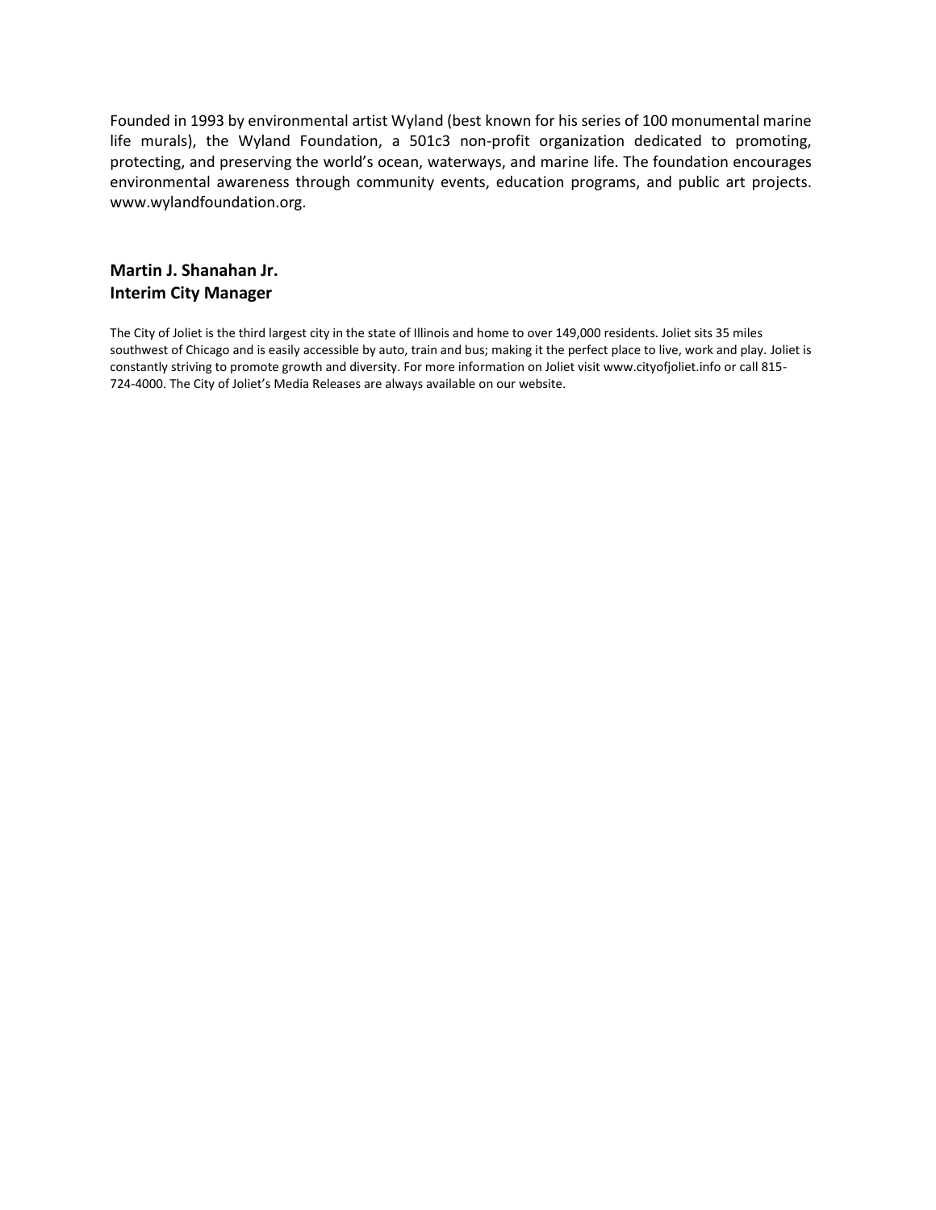Founded in 1993 by environmental artist Wyland (best known for his series of 100 monumental marine life murals), the Wyland Foundation, a 501c3 non-profit organization dedicated to promoting, protecting, and preserving the world's ocean, waterways, and marine life. The foundation encourages environmental awareness through community events, education programs, and public art projects. www.wylandfoundation.org.

**Martin J. Shanahan Jr.**
**Interim City Manager**

The City of Joliet is the third largest city in the state of Illinois and home to over 149,000 residents. Joliet sits 35 miles southwest of Chicago and is easily accessible by auto, train and bus; making it the perfect place to live, work and play. Joliet is constantly striving to promote growth and diversity. For more information on Joliet visit www.cityofjoliet.info or call 815-724-4000. The City of Joliet's Media Releases are always available on our website.